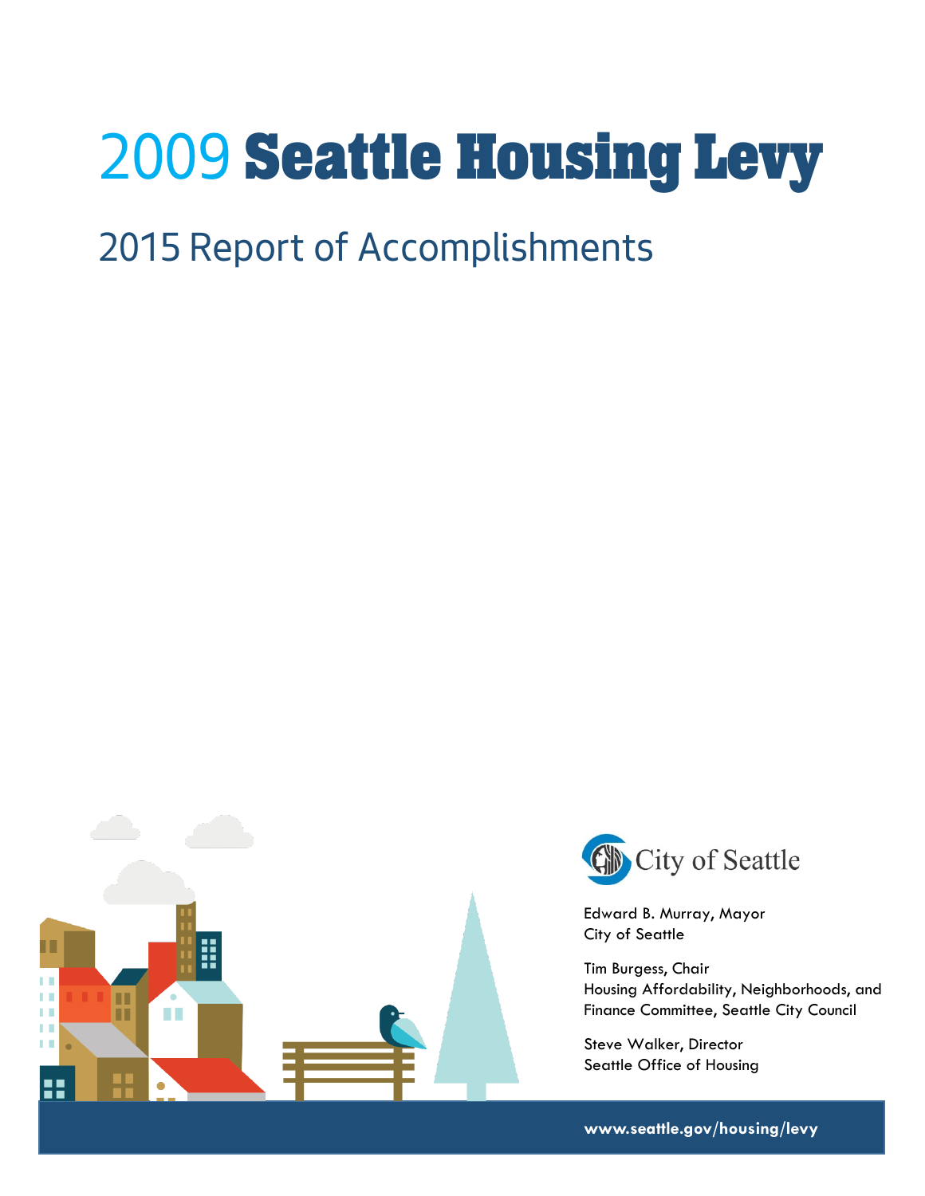# 2009 Seattle Housing Levy

## 2015 Report of Accomplishments

City of Seattle

Edward B. Murray, Mayor
City of Seattle

Tim Burgess, Chair
Housing Affordability, Neighborhoods, and Finance Committee, Seattle City Council

Steve Walker, Director
Seattle Office of Housing

www.seattle.gov/housing/levy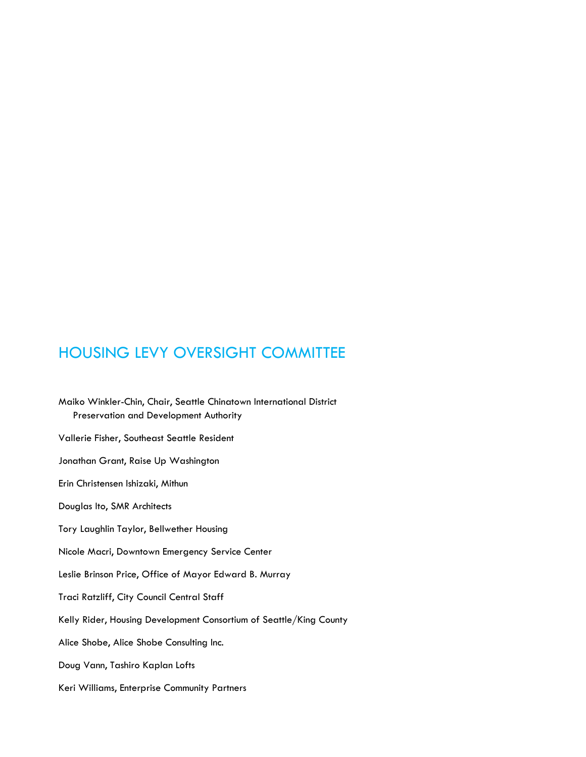## HOUSING LEVY OVERSIGHT COMMITTEE

Maiko Winkler-Chin, Chair, Seattle Chinatown International District Preservation and Development Authority

Vallerie Fisher, Southeast Seattle Resident

Jonathan Grant, Raise Up Washington

Erin Christensen Ishizaki, Mithun

Douglas Ito, SMR Architects

Tory Laughlin Taylor, Bellwether Housing

Nicole Macri, Downtown Emergency Service Center

Leslie Brinson Price, Office of Mayor Edward B. Murray

Traci Ratzliff, City Council Central Staff

Kelly Rider, Housing Development Consortium of Seattle/King County

Alice Shobe, Alice Shobe Consulting Inc.

Doug Vann, Tashiro Kaplan Lofts

Keri Williams, Enterprise Community Partners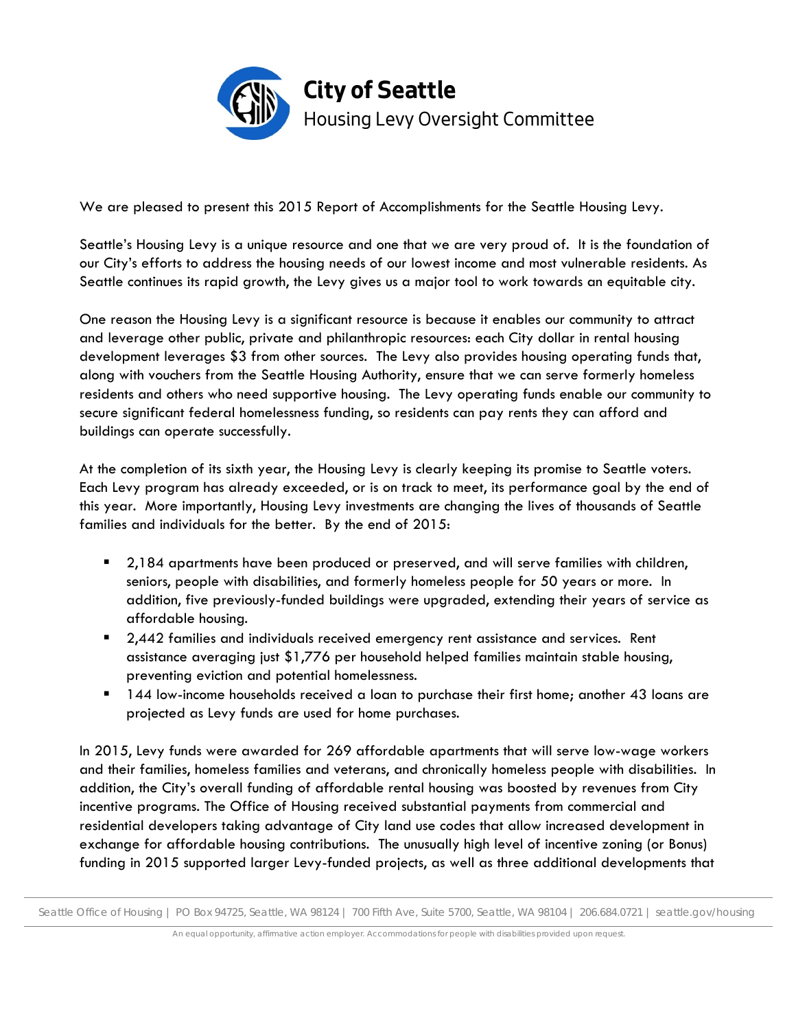# City of Seattle
## Housing Levy Oversight Committee

We are pleased to present this 2015 Report of Accomplishments for the Seattle Housing Levy.

Seattle's Housing Levy is a unique resource and one that we are very proud of. It is the foundation of our City's efforts to address the housing needs of our lowest income and most vulnerable residents. As Seattle continues its rapid growth, the Levy gives us a major tool to work towards an equitable city.

One reason the Housing Levy is a significant resource is because it enables our community to attract and leverage other public, private and philanthropic resources: each City dollar in rental housing development leverages $3 from other sources. The Levy also provides housing operating funds that, along with vouchers from the Seattle Housing Authority, ensure that we can serve formerly homeless residents and others who need supportive housing. The Levy operating funds enable our community to secure significant federal homelessness funding, so residents can pay rents they can afford and buildings can operate successfully.

At the completion of its sixth year, the Housing Levy is clearly keeping its promise to Seattle voters. Each Levy program has already exceeded, or is on track to meet, its performance goal by the end of this year. More importantly, Housing Levy investments are changing the lives of thousands of Seattle families and individuals for the better. By the end of 2015:

- 2,184 apartments have been produced or preserved, and will serve families with children, seniors, people with disabilities, and formerly homeless people for 50 years or more. In addition, five previously-funded buildings were upgraded, extending their years of service as affordable housing.
- 2,442 families and individuals received emergency rent assistance and services. Rent assistance averaging just $1,776 per household helped families maintain stable housing, preventing eviction and potential homelessness.
- 144 low-income households received a loan to purchase their first home; another 43 loans are projected as Levy funds are used for home purchases.

In 2015, Levy funds were awarded for 269 affordable apartments that will serve low-wage workers and their families, homeless families and veterans, and chronically homeless people with disabilities. In addition, the City's overall funding of affordable rental housing was boosted by revenues from City incentive programs. The Office of Housing received substantial payments from commercial and residential developers taking advantage of City land use codes that allow increased development in exchange for affordable housing contributions. The unusually high level of incentive zoning (or Bonus) funding in 2015 supported larger Levy-funded projects, as well as three additional developments that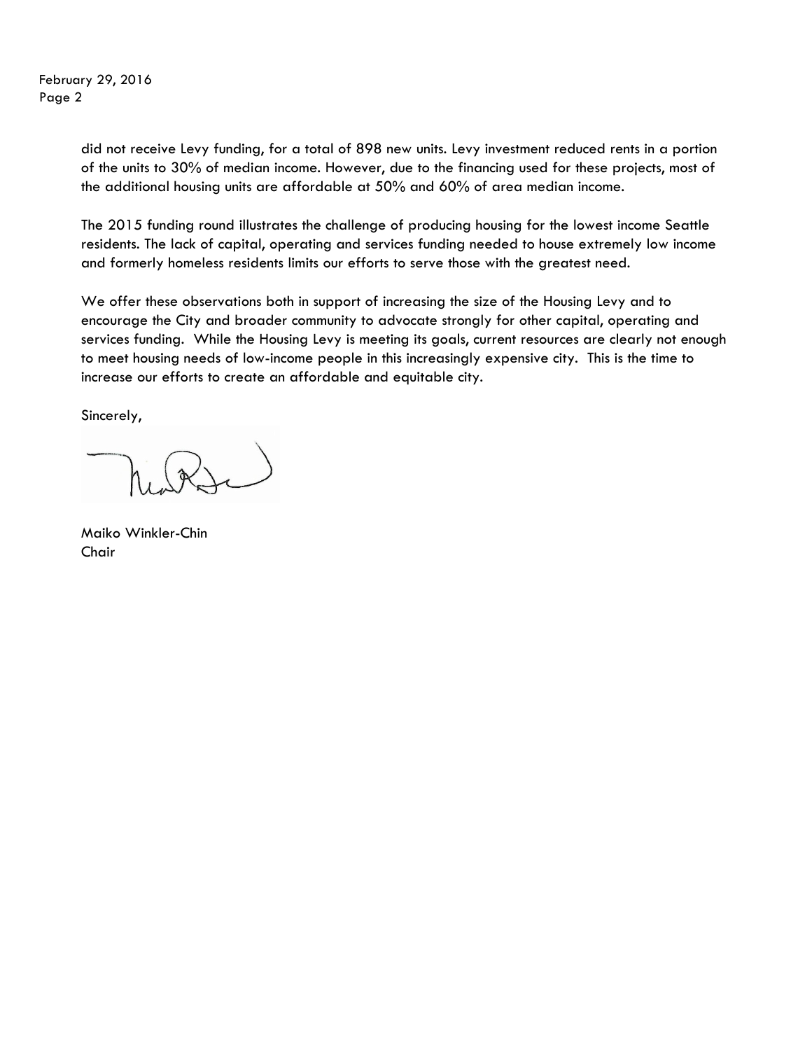did not receive Levy funding, for a total of 898 new units. Levy investment reduced rents in a portion of the units to 30% of median income. However, due to the financing used for these projects, most of the additional housing units are affordable at 50% and 60% of area median income.

The 2015 funding round illustrates the challenge of producing housing for the lowest income Seattle residents. The lack of capital, operating and services funding needed to house extremely low income and formerly homeless residents limits our efforts to serve those with the greatest need.

We offer these observations both in support of increasing the size of the Housing Levy and to encourage the City and broader community to advocate strongly for other capital, operating and services funding. While the Housing Levy is meeting its goals, current resources are clearly not enough to meet housing needs of low-income people in this increasingly expensive city. This is the time to increase our efforts to create an affordable and equitable city.

Sincerely,

Maiko Winkler-Chin
Chair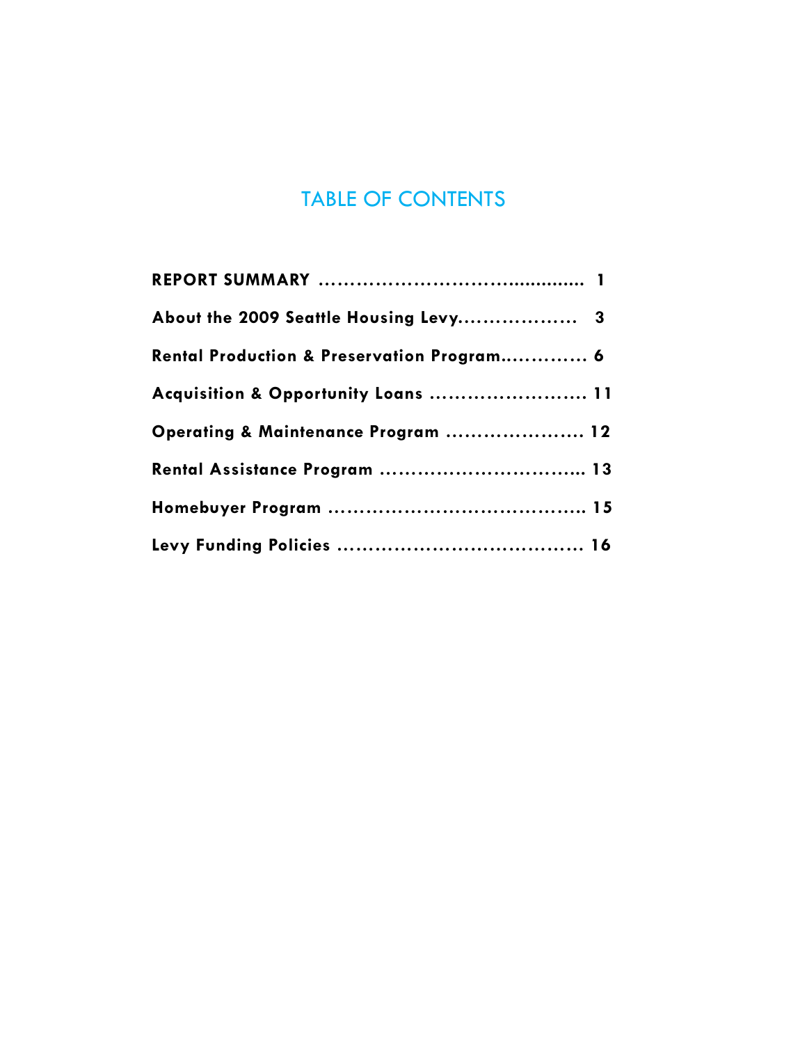# TABLE OF CONTENTS

**REPORT SUMMARY ........................................... 1**

**About the 2009 Seattle Housing Levy.................. 3**

**Rental Production & Preservation Program.............. 6**

**Acquisition & Opportunity Loans ........................ 11**

**Operating & Maintenance Program ..................... 12**

**Rental Assistance Program ................................ 13**

**Homebuyer Program ........................................ 15**

**Levy Funding Policies ...................................... 16**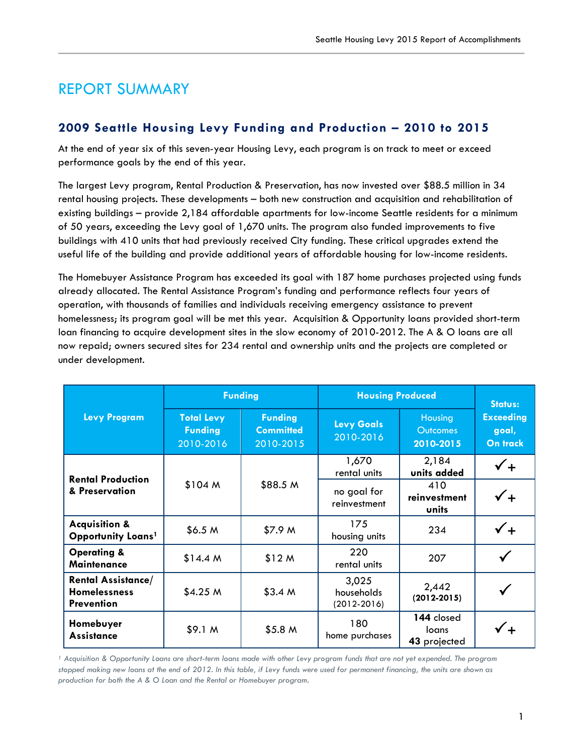# REPORT SUMMARY

## 2009 Seattle Housing Levy Funding and Production – 2010 to 2015

At the end of year six of this seven-year Housing Levy, each program is on track to meet or exceed performance goals by the end of this year.

The largest Levy program, Rental Production & Preservation, has now invested over $88.5 million in 34 rental housing projects. These developments – both new construction and acquisition and rehabilitation of existing buildings – provide 2,184 affordable apartments for low-income Seattle residents for a minimum of 50 years, exceeding the Levy goal of 1,670 units. The program also funded improvements to five buildings with 410 units that had previously received City funding. These critical upgrades extend the useful life of the building and provide additional years of affordable housing for low-income residents.

The Homebuyer Assistance Program has exceeded its goal with 187 home purchases projected using funds already allocated. The Rental Assistance Program's funding and performance reflects four years of operation, with thousands of families and individuals receiving emergency assistance to prevent homelessness; its program goal will be met this year. Acquisition & Opportunity loans provided short-term loan financing to acquire development sites in the slow economy of 2010-2012. The A & O loans are all now repaid; owners secured sites for 234 rental and ownership units and the projects are completed or under development.

| Levy Program | Funding | | Housing Produced | | Status: Exceeding goal, On track |
|---|---|---|---|---|---|
| | Total Levy Funding 2010-2016 | Funding Committed 2010-2015 | Levy Goals 2010-2016 | Housing Outcomes 2010-2015 | |
| **Rental Production & Preservation** | $104 M | $88.5 M | 1,670 rental units | 2,184 **units added** | ✓+ |
| | | | no goal for reinvestment | 410 **reinvestment units** | ✓+ |
| **Acquisition & Opportunity Loans**[1] | $6.5 M | $7.9 M | 175 housing units | 234 | ✓+ |
| **Operating & Maintenance** | $14.4 M | $12 M | 220 rental units | 207 | ✓ |
| **Rental Assistance/ Homelessness Prevention** | $4.25 M | $3.4 M | 3,025 households (2012-2016) | 2,442 **(2012-2015)** | ✓ |
| **Homebuyer Assistance** | $9.1 M | $5.8 M | 180 home purchases | **144** closed loans **43** projected | ✓+ |

*[1] Acquisition & Opportunity Loans are short-term loans made with other Levy program funds that are not yet expended. The program stopped making new loans at the end of 2012. In this table, if Levy funds were used for permanent financing, the units are shown as production for both the A & O Loan and the Rental or Homebuyer program.*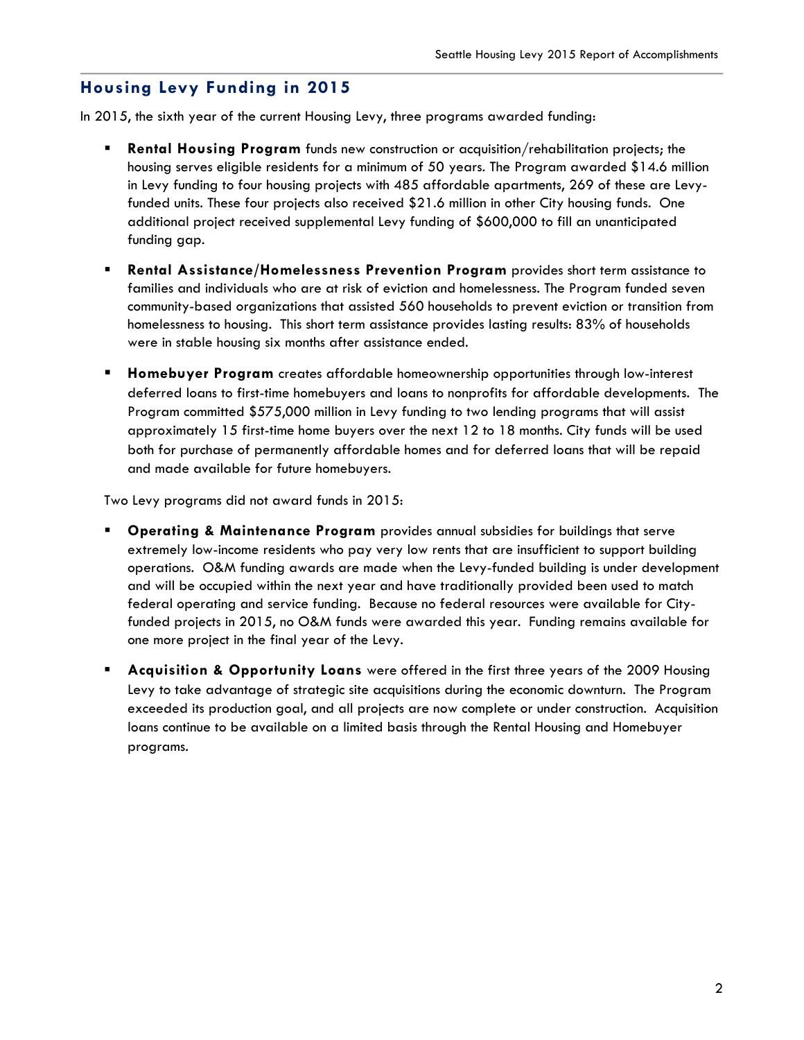## Housing Levy Funding in 2015

In 2015, the sixth year of the current Housing Levy, three programs awarded funding:

- **Rental Housing Program** funds new construction or acquisition/rehabilitation projects; the housing serves eligible residents for a minimum of 50 years. The Program awarded $14.6 million in Levy funding to four housing projects with 485 affordable apartments, 269 of these are Levy-funded units. These four projects also received $21.6 million in other City housing funds. One additional project received supplemental Levy funding of $600,000 to fill an unanticipated funding gap.
- **Rental Assistance/Homelessness Prevention Program** provides short term assistance to families and individuals who are at risk of eviction and homelessness. The Program funded seven community-based organizations that assisted 560 households to prevent eviction or transition from homelessness to housing. This short term assistance provides lasting results: 83% of households were in stable housing six months after assistance ended.
- **Homebuyer Program** creates affordable homeownership opportunities through low-interest deferred loans to first-time homebuyers and loans to nonprofits for affordable developments. The Program committed $575,000 million in Levy funding to two lending programs that will assist approximately 15 first-time home buyers over the next 12 to 18 months. City funds will be used both for purchase of permanently affordable homes and for deferred loans that will be repaid and made available for future homebuyers.

Two Levy programs did not award funds in 2015:

- **Operating & Maintenance Program** provides annual subsidies for buildings that serve extremely low-income residents who pay very low rents that are insufficient to support building operations. O&M funding awards are made when the Levy-funded building is under development and will be occupied within the next year and have traditionally provided been used to match federal operating and service funding. Because no federal resources were available for City-funded projects in 2015, no O&M funds were awarded this year. Funding remains available for one more project in the final year of the Levy.
- **Acquisition & Opportunity Loans** were offered in the first three years of the 2009 Housing Levy to take advantage of strategic site acquisitions during the economic downturn. The Program exceeded its production goal, and all projects are now complete or under construction. Acquisition loans continue to be available on a limited basis through the Rental Housing and Homebuyer programs.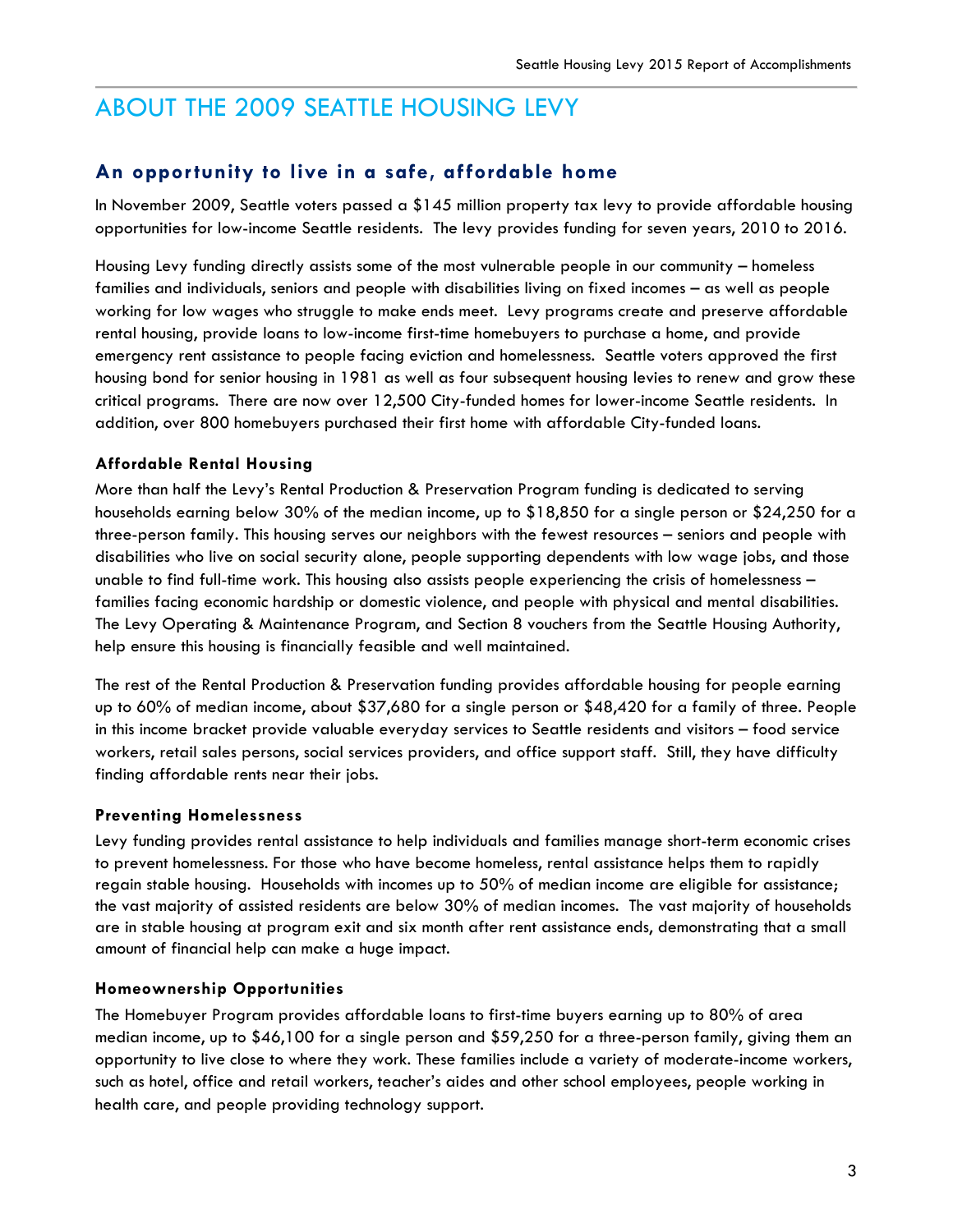# ABOUT THE 2009 SEATTLE HOUSING LEVY

## An opportunity to live in a safe, affordable home

In November 2009, Seattle voters passed a $145 million property tax levy to provide affordable housing opportunities for low-income Seattle residents. The levy provides funding for seven years, 2010 to 2016.

Housing Levy funding directly assists some of the most vulnerable people in our community – homeless families and individuals, seniors and people with disabilities living on fixed incomes – as well as people working for low wages who struggle to make ends meet. Levy programs create and preserve affordable rental housing, provide loans to low-income first-time homebuyers to purchase a home, and provide emergency rent assistance to people facing eviction and homelessness. Seattle voters approved the first housing bond for senior housing in 1981 as well as four subsequent housing levies to renew and grow these critical programs. There are now over 12,500 City-funded homes for lower-income Seattle residents. In addition, over 800 homebuyers purchased their first home with affordable City-funded loans.

### Affordable Rental Housing

More than half the Levy's Rental Production & Preservation Program funding is dedicated to serving households earning below 30% of the median income, up to $18,850 for a single person or $24,250 for a three-person family. This housing serves our neighbors with the fewest resources – seniors and people with disabilities who live on social security alone, people supporting dependents with low wage jobs, and those unable to find full-time work. This housing also assists people experiencing the crisis of homelessness – families facing economic hardship or domestic violence, and people with physical and mental disabilities. The Levy Operating & Maintenance Program, and Section 8 vouchers from the Seattle Housing Authority, help ensure this housing is financially feasible and well maintained.

The rest of the Rental Production & Preservation funding provides affordable housing for people earning up to 60% of median income, about $37,680 for a single person or $48,420 for a family of three. People in this income bracket provide valuable everyday services to Seattle residents and visitors – food service workers, retail sales persons, social services providers, and office support staff. Still, they have difficulty finding affordable rents near their jobs.

### Preventing Homelessness

Levy funding provides rental assistance to help individuals and families manage short-term economic crises to prevent homelessness. For those who have become homeless, rental assistance helps them to rapidly regain stable housing. Households with incomes up to 50% of median income are eligible for assistance; the vast majority of assisted residents are below 30% of median incomes. The vast majority of households are in stable housing at program exit and six month after rent assistance ends, demonstrating that a small amount of financial help can make a huge impact.

### Homeownership Opportunities

The Homebuyer Program provides affordable loans to first-time buyers earning up to 80% of area median income, up to $46,100 for a single person and $59,250 for a three-person family, giving them an opportunity to live close to where they work. These families include a variety of moderate-income workers, such as hotel, office and retail workers, teacher's aides and other school employees, people working in health care, and people providing technology support.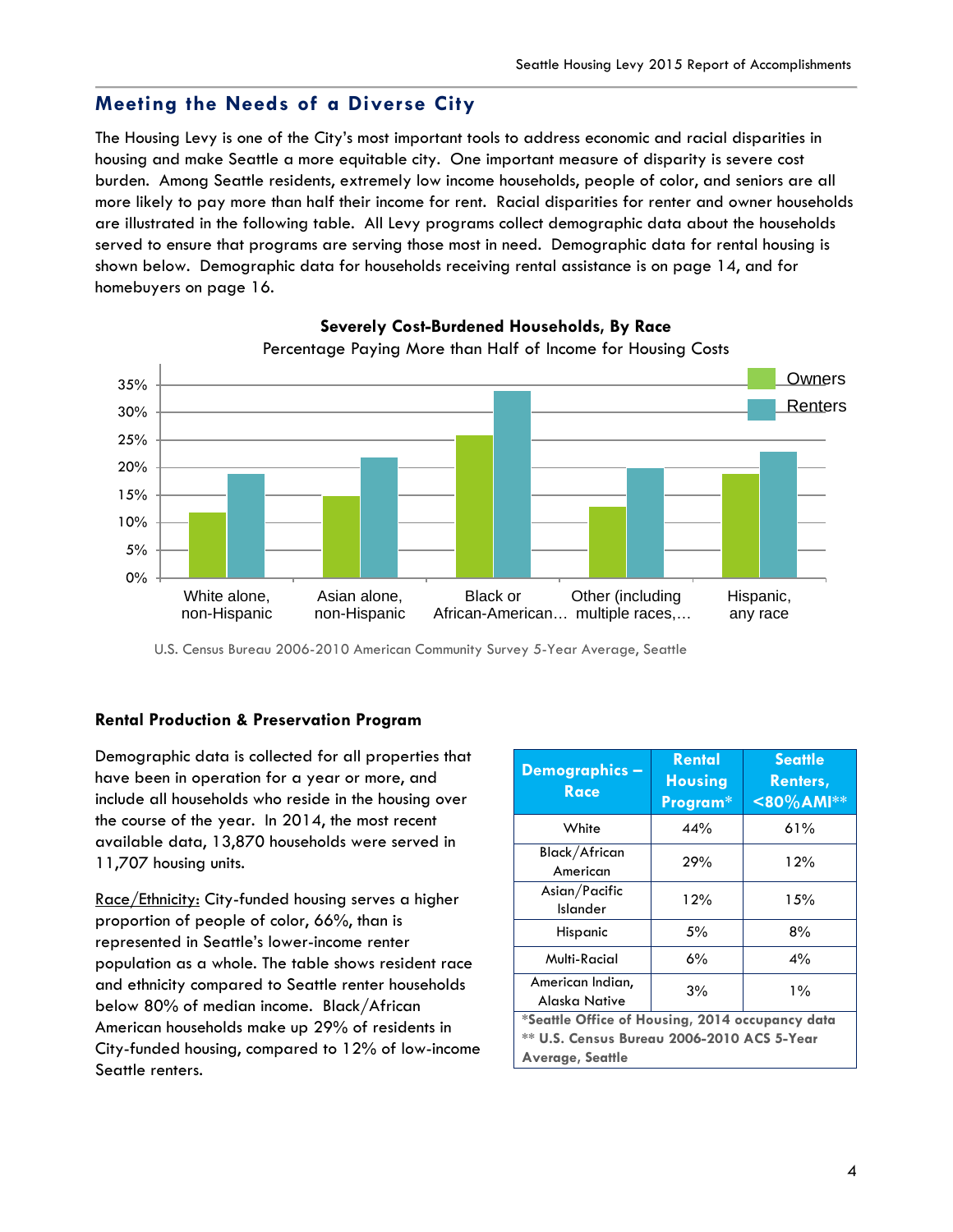## Meeting the Needs of a Diverse City

The Housing Levy is one of the City's most important tools to address economic and racial disparities in housing and make Seattle a more equitable city. One important measure of disparity is severe cost burden. Among Seattle residents, extremely low income households, people of color, and seniors are all more likely to pay more than half their income for rent. Racial disparities for renter and owner households are illustrated in the following table. All Levy programs collect demographic data about the households served to ensure that programs are serving those most in need. Demographic data for rental housing is shown below. Demographic data for households receiving rental assistance is on page 14, and for homebuyers on page 16.

**Severely Cost-Burdened Households, By Race**

Percentage Paying More than Half of Income for Housing Costs

| | Owners | Renters |
|---|---|---|
| White alone, non-Hispanic | 12% | 19% |
| Asian alone, non-Hispanic | 15% | 22% |
| Black or African-American… | 26% | 34% |
| Other (including multiple races,… | 13% | 20% |
| Hispanic, any race | 19% | 23% |

U.S. Census Bureau 2006-2010 American Community Survey 5-Year Average, Seattle

### Rental Production & Preservation Program

Demographic data is collected for all properties that have been in operation for a year or more, and include all households who reside in the housing over the course of the year. In 2014, the most recent available data, 13,870 households were served in 11,707 housing units.

Race/Ethnicity: City-funded housing serves a higher proportion of people of color, 66%, than is represented in Seattle's lower-income renter population as a whole. The table shows resident race and ethnicity compared to Seattle renter households below 80% of median income. Black/African American households make up 29% of residents in City-funded housing, compared to 12% of low-income Seattle renters.

| Demographics – Race | Rental Housing Program* | Seattle Renters, <80%AMI** |
|---|---|---|
| White | 44% | 61% |
| Black/African American | 29% | 12% |
| Asian/Pacific Islander | 12% | 15% |
| Hispanic | 5% | 8% |
| Multi-Racial | 6% | 4% |
| American Indian, Alaska Native | 3% | 1% |

*Seattle Office of Housing, 2014 occupancy data
** U.S. Census Bureau 2006-2010 ACS 5-Year Average, Seattle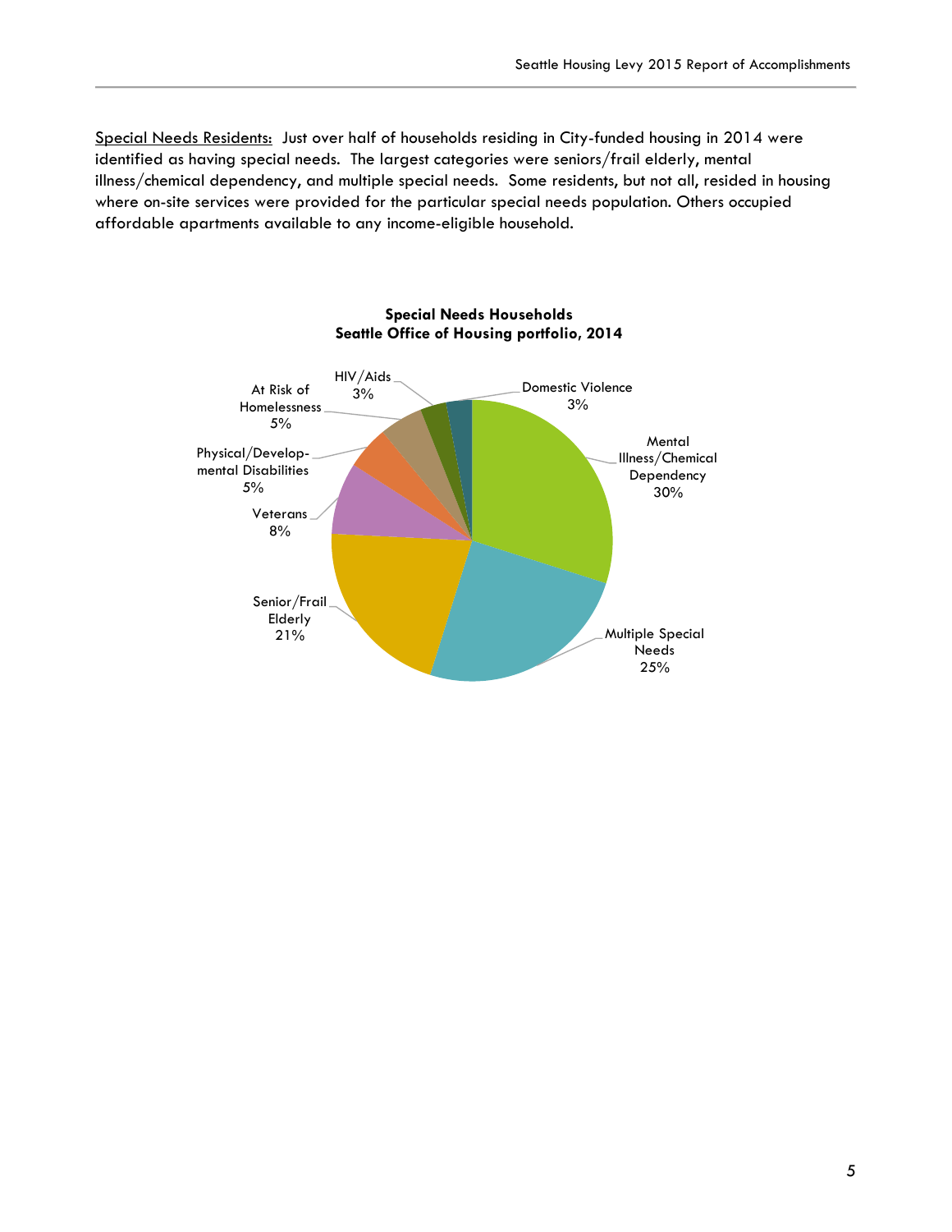<u>Special Needs Residents:</u> Just over half of households residing in City-funded housing in 2014 were identified as having special needs. The largest categories were seniors/frail elderly, mental illness/chemical dependency, and multiple special needs. Some residents, but not all, resided in housing where on-site services were provided for the particular special needs population. Others occupied affordable apartments available to any income-eligible household.

**Special Needs Households**
**Seattle Office of Housing portfolio, 2014**

| Category | Percent |
|---|---|
| Mental Illness/Chemical Dependency | 30% |
| Multiple Special Needs | 25% |
| Senior/Frail Elderly | 21% |
| Veterans | 8% |
| Physical/Developmental Disabilities | 5% |
| At Risk of Homelessness | 5% |
| HIV/Aids | 3% |
| Domestic Violence | 3% |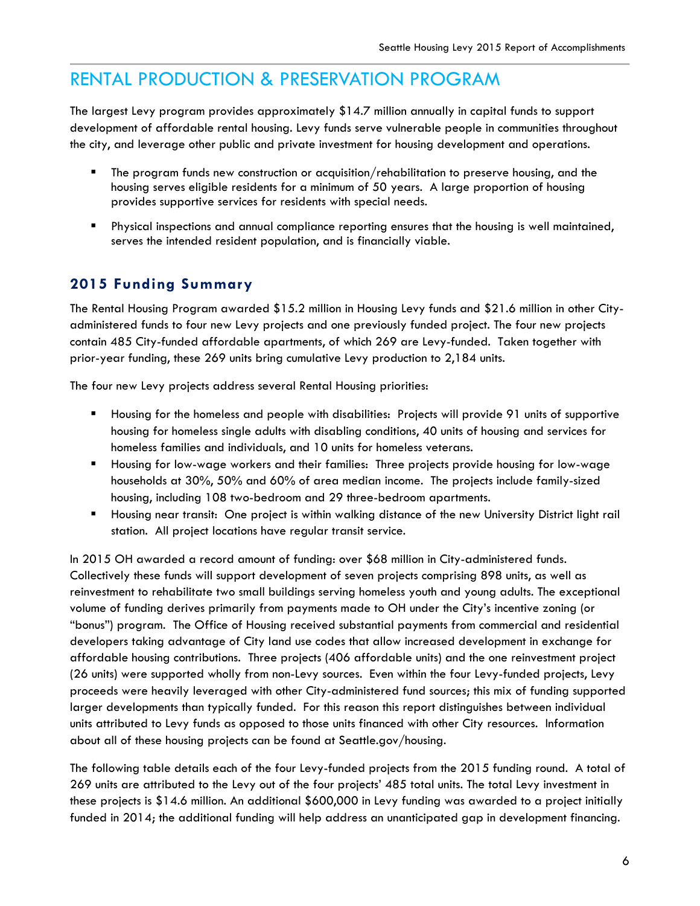# RENTAL PRODUCTION & PRESERVATION PROGRAM

The largest Levy program provides approximately $14.7 million annually in capital funds to support development of affordable rental housing. Levy funds serve vulnerable people in communities throughout the city, and leverage other public and private investment for housing development and operations.

- The program funds new construction or acquisition/rehabilitation to preserve housing, and the housing serves eligible residents for a minimum of 50 years. A large proportion of housing provides supportive services for residents with special needs.
- Physical inspections and annual compliance reporting ensures that the housing is well maintained, serves the intended resident population, and is financially viable.

## 2015 Funding Summary

The Rental Housing Program awarded $15.2 million in Housing Levy funds and $21.6 million in other City-administered funds to four new Levy projects and one previously funded project. The four new projects contain 485 City-funded affordable apartments, of which 269 are Levy-funded. Taken together with prior-year funding, these 269 units bring cumulative Levy production to 2,184 units.

The four new Levy projects address several Rental Housing priorities:

- Housing for the homeless and people with disabilities: Projects will provide 91 units of supportive housing for homeless single adults with disabling conditions, 40 units of housing and services for homeless families and individuals, and 10 units for homeless veterans.
- Housing for low-wage workers and their families: Three projects provide housing for low-wage households at 30%, 50% and 60% of area median income. The projects include family-sized housing, including 108 two-bedroom and 29 three-bedroom apartments.
- Housing near transit: One project is within walking distance of the new University District light rail station. All project locations have regular transit service.

In 2015 OH awarded a record amount of funding: over $68 million in City-administered funds. Collectively these funds will support development of seven projects comprising 898 units, as well as reinvestment to rehabilitate two small buildings serving homeless youth and young adults. The exceptional volume of funding derives primarily from payments made to OH under the City's incentive zoning (or "bonus") program. The Office of Housing received substantial payments from commercial and residential developers taking advantage of City land use codes that allow increased development in exchange for affordable housing contributions. Three projects (406 affordable units) and the one reinvestment project (26 units) were supported wholly from non-Levy sources. Even within the four Levy-funded projects, Levy proceeds were heavily leveraged with other City-administered fund sources; this mix of funding supported larger developments than typically funded. For this reason this report distinguishes between individual units attributed to Levy funds as opposed to those units financed with other City resources. Information about all of these housing projects can be found at Seattle.gov/housing.

The following table details each of the four Levy-funded projects from the 2015 funding round. A total of 269 units are attributed to the Levy out of the four projects' 485 total units. The total Levy investment in these projects is $14.6 million. An additional $600,000 in Levy funding was awarded to a project initially funded in 2014; the additional funding will help address an unanticipated gap in development financing.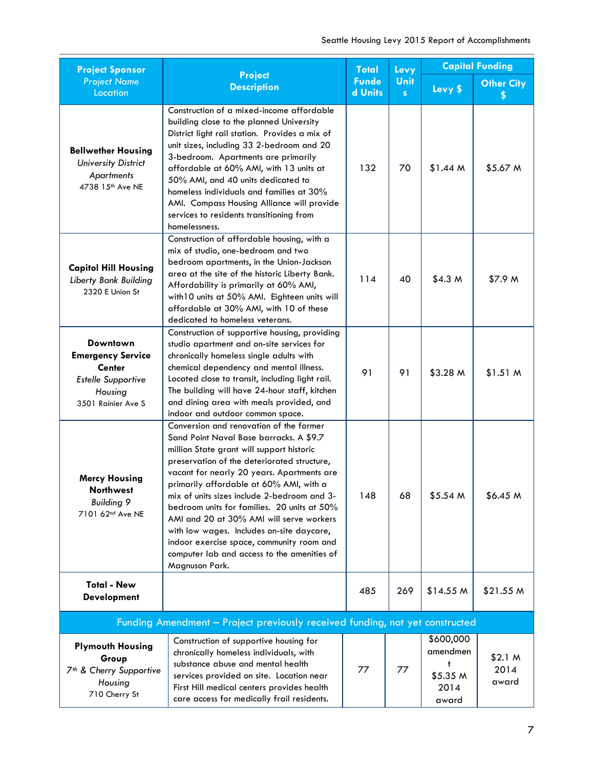| Project Sponsor *Project Name* Location | Project Description | Total Funded Units | Levy Units | Capital Funding | |
|---|---|---|---|---|---|
| | | | | Levy $ | Other City $ |
| **Bellwether Housing** *University District Apartments* 4738 15th Ave NE | Construction of a mixed-income affordable building close to the planned University District light rail station. Provides a mix of unit sizes, including 33 2-bedroom and 20 3-bedroom. Apartments are primarily affordable at 60% AMI, with 13 units at 50% AMI, and 40 units dedicated to homeless individuals and families at 30% AMI. Compass Housing Alliance will provide services to residents transitioning from homelessness. | 132 | 70 | $1.44 M | $5.67 M |
| **Capitol Hill Housing** *Liberty Bank Building* 2320 E Union St | Construction of affordable housing, with a mix of studio, one-bedroom and two bedroom apartments, in the Union-Jackson area at the site of the historic Liberty Bank. Affordability is primarily at 60% AMI, with10 units at 50% AMI. Eighteen units will affordable at 30% AMI, with 10 of these dedicated to homeless veterans. | 114 | 40 | $4.3 M | $7.9 M |
| **Downtown Emergency Service Center** *Estelle Supportive Housing* 3501 Rainier Ave S | Construction of supportive housing, providing studio apartment and on-site services for chronically homeless single adults with chemical dependency and mental illness. Located close to transit, including light rail. The building will have 24-hour staff, kitchen and dining area with meals provided, and indoor and outdoor common space. | 91 | 91 | $3.28 M | $1.51 M |
| **Mercy Housing Northwest** *Building 9* 7101 62nd Ave NE | Conversion and renovation of the former Sand Point Naval Base barracks. A $9.7 million State grant will support historic preservation of the deteriorated structure, vacant for nearly 20 years. Apartments are primarily affordable at 60% AMI, with a mix of units sizes include 2-bedroom and 3-bedroom units for families. 20 units at 50% AMI and 20 at 30% AMI will serve workers with low wages. Includes on-site daycare, indoor exercise space, community room and computer lab and access to the amenities of Magnuson Park. | 148 | 68 | $5.54 M | $6.45 M |
| **Total - New Development** | | 485 | 269 | $14.55 M | $21.55 M |
| Funding Amendment – Project previously received funding, not yet constructed | | | | | |
| **Plymouth Housing Group** *7th & Cherry Supportive Housing* 710 Cherry St | Construction of supportive housing for chronically homeless individuals, with substance abuse and mental health services provided on site. Location near First Hill medical centers provides health care access for medically frail residents. | *77* | *77* | $600,000 amendment $5.35 M 2014 award | $2.1 M 2014 award |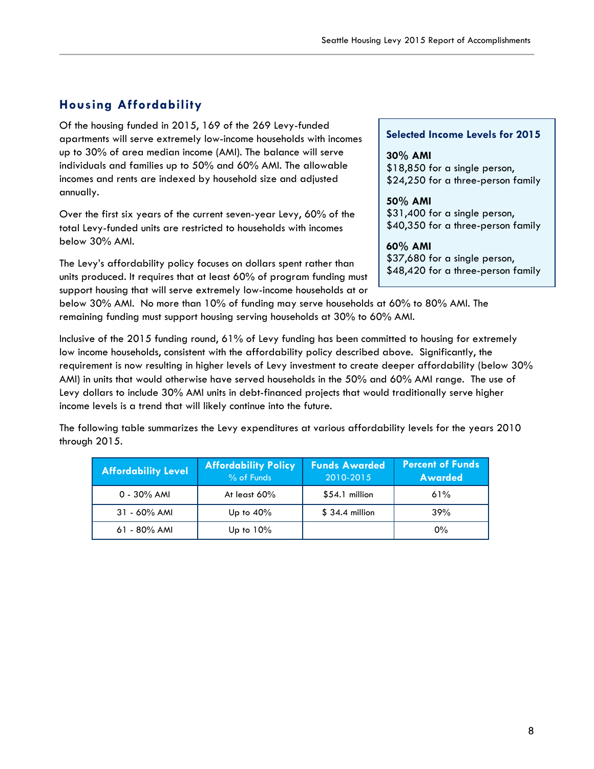## Housing Affordability

Of the housing funded in 2015, 169 of the 269 Levy-funded apartments will serve extremely low-income households with incomes up to 30% of area median income (AMI). The balance will serve individuals and families up to 50% and 60% AMI. The allowable incomes and rents are indexed by household size and adjusted annually.

Over the first six years of the current seven-year Levy, 60% of the total Levy-funded units are restricted to households with incomes below 30% AMI.

The Levy's affordability policy focuses on dollars spent rather than units produced. It requires that at least 60% of program funding must support housing that will serve extremely low-income households at or below 30% AMI. No more than 10% of funding may serve households at 60% to 80% AMI. The remaining funding must support housing serving households at 30% to 60% AMI.

**Selected Income Levels for 2015**

**30% AMI**
$18,850 for a single person,
$24,250 for a three-person family

**50% AMI**
$31,400 for a single person,
$40,350 for a three-person family

**60% AMI**
$37,680 for a single person,
$48,420 for a three-person family

Inclusive of the 2015 funding round, 61% of Levy funding has been committed to housing for extremely low income households, consistent with the affordability policy described above. Significantly, the requirement is now resulting in higher levels of Levy investment to create deeper affordability (below 30% AMI) in units that would otherwise have served households in the 50% and 60% AMI range. The use of Levy dollars to include 30% AMI units in debt-financed projects that would traditionally serve higher income levels is a trend that will likely continue into the future.

The following table summarizes the Levy expenditures at various affordability levels for the years 2010 through 2015.

| Affordability Level | Affordability Policy % of Funds | Funds Awarded 2010-2015 | Percent of Funds Awarded |
|---|---|---|---|
| 0 - 30% AMI | At least 60% | $54.1 million | 61% |
| 31 - 60% AMI | Up to 40% | $ 34.4 million | 39% |
| 61 - 80% AMI | Up to 10% | | 0% |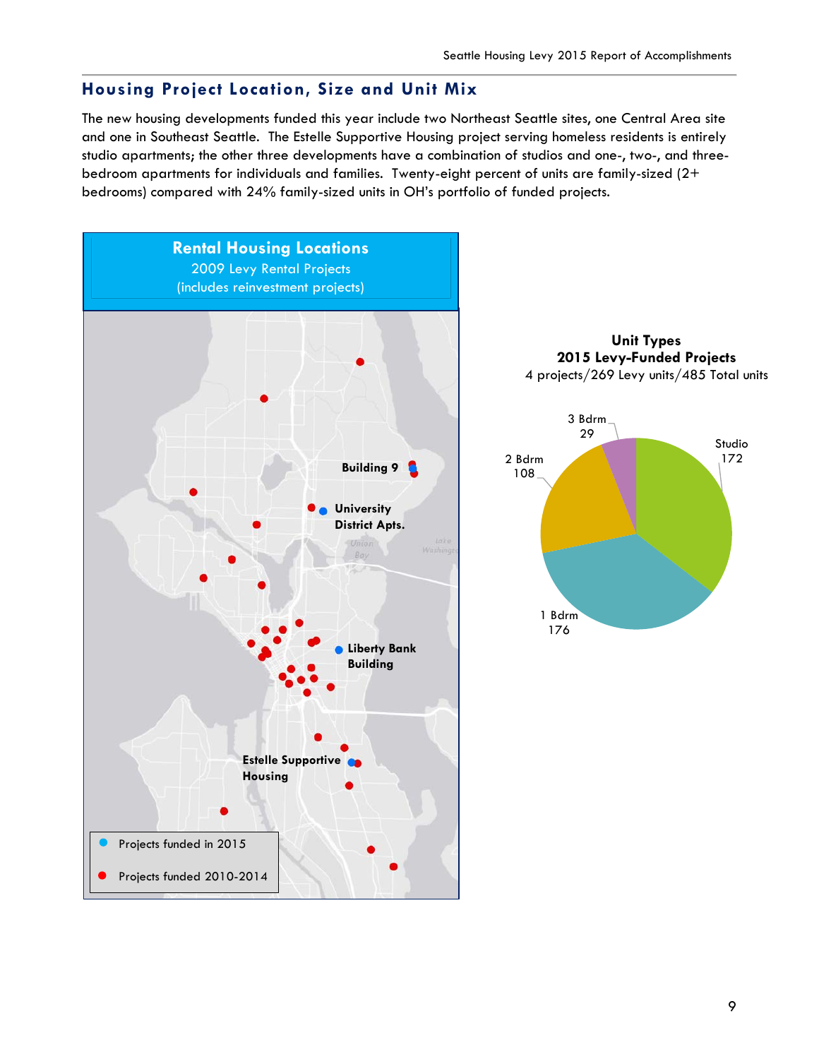## Housing Project Location, Size and Unit Mix

The new housing developments funded this year include two Northeast Seattle sites, one Central Area site and one in Southeast Seattle. The Estelle Supportive Housing project serving homeless residents is entirely studio apartments; the other three developments have a combination of studios and one-, two-, and three-bedroom apartments for individuals and families. Twenty-eight percent of units are family-sized (2+ bedrooms) compared with 24% family-sized units in OH's portfolio of funded projects.

**Rental Housing Locations**
2009 Levy Rental Projects
(includes reinvestment projects)

- Building 9
- University District Apts.
- Liberty Bank Building
- Estelle Supportive Housing

Legend:
- Projects funded in 2015
- Projects funded 2010-2014

**Unit Types**
**2015 Levy-Funded Projects**
4 projects/269 Levy units/485 Total units

| Unit Type | Units |
| --- | --- |
| Studio | 172 |
| 1 Bdrm | 176 |
| 2 Bdrm | 108 |
| 3 Bdrm | 29 |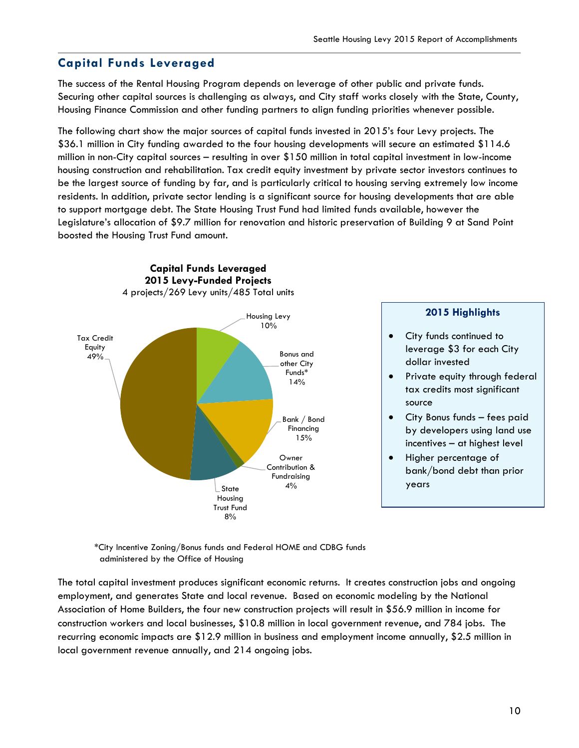## Capital Funds Leveraged

The success of the Rental Housing Program depends on leverage of other public and private funds. Securing other capital sources is challenging as always, and City staff works closely with the State, County, Housing Finance Commission and other funding partners to align funding priorities whenever possible.

The following chart show the major sources of capital funds invested in 2015's four Levy projects. The $36.1 million in City funding awarded to the four housing developments will secure an estimated $114.6 million in non-City capital sources – resulting in over $150 million in total capital investment in low-income housing construction and rehabilitation. Tax credit equity investment by private sector investors continues to be the largest source of funding by far, and is particularly critical to housing serving extremely low income residents. In addition, private sector lending is a significant source for housing developments that are able to support mortgage debt. The State Housing Trust Fund had limited funds available, however the Legislature's allocation of $9.7 million for renovation and historic preservation of Building 9 at Sand Point boosted the Housing Trust Fund amount.

**Capital Funds Leveraged**
**2015 Levy-Funded Projects**
4 projects/269 Levy units/485 Total units

| Source | Percent |
|---|---|
| Housing Levy | 10% |
| Bonus and other City Funds* | 14% |
| Bank / Bond Financing | 15% |
| Owner Contribution & Fundraising | 4% |
| State Housing Trust Fund | 8% |
| Tax Credit Equity | 49% |

*City Incentive Zoning/Bonus funds and Federal HOME and CDBG funds administered by the Office of Housing

**2015 Highlights**

- City funds continued to leverage $3 for each City dollar invested
- Private equity through federal tax credits most significant source
- City Bonus funds – fees paid by developers using land use incentives – at highest level
- Higher percentage of bank/bond debt than prior years

The total capital investment produces significant economic returns. It creates construction jobs and ongoing employment, and generates State and local revenue. Based on economic modeling by the National Association of Home Builders, the four new construction projects will result in $56.9 million in income for construction workers and local businesses, $10.8 million in local government revenue, and 784 jobs. The recurring economic impacts are $12.9 million in business and employment income annually, $2.5 million in local government revenue annually, and 214 ongoing jobs.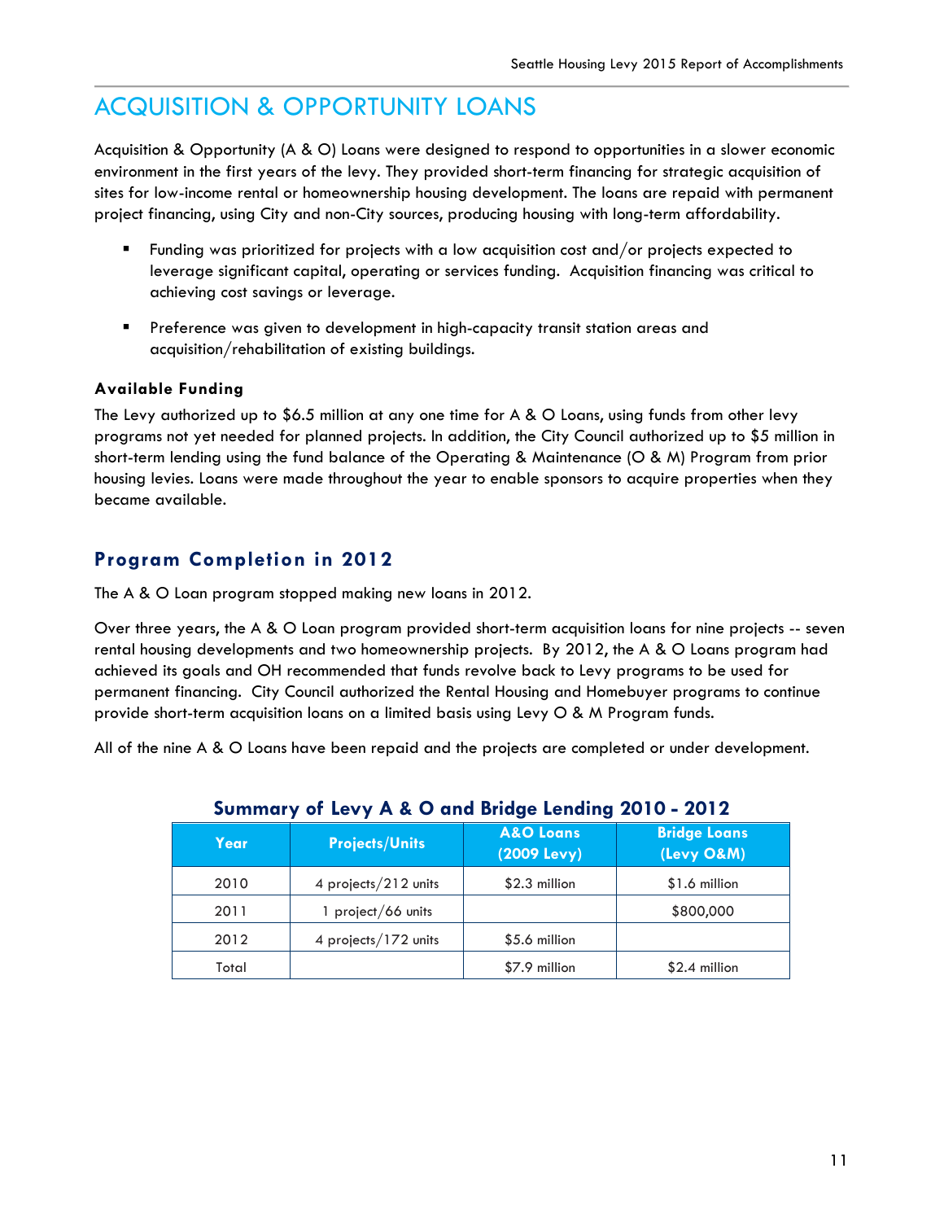# ACQUISITION & OPPORTUNITY LOANS

Acquisition & Opportunity (A & O) Loans were designed to respond to opportunities in a slower economic environment in the first years of the levy. They provided short-term financing for strategic acquisition of sites for low-income rental or homeownership housing development. The loans are repaid with permanent project financing, using City and non-City sources, producing housing with long-term affordability.

- Funding was prioritized for projects with a low acquisition cost and/or projects expected to leverage significant capital, operating or services funding. Acquisition financing was critical to achieving cost savings or leverage.
- Preference was given to development in high-capacity transit station areas and acquisition/rehabilitation of existing buildings.

**Available Funding**

The Levy authorized up to $6.5 million at any one time for A & O Loans, using funds from other levy programs not yet needed for planned projects. In addition, the City Council authorized up to $5 million in short-term lending using the fund balance of the Operating & Maintenance (O & M) Program from prior housing levies. Loans were made throughout the year to enable sponsors to acquire properties when they became available.

## Program Completion in 2012

The A & O Loan program stopped making new loans in 2012.

Over three years, the A & O Loan program provided short-term acquisition loans for nine projects -- seven rental housing developments and two homeownership projects. By 2012, the A & O Loans program had achieved its goals and OH recommended that funds revolve back to Levy programs to be used for permanent financing. City Council authorized the Rental Housing and Homebuyer programs to continue provide short-term acquisition loans on a limited basis using Levy O & M Program funds.

All of the nine A & O Loans have been repaid and the projects are completed or under development.

**Summary of Levy A & O and Bridge Lending 2010 - 2012**

| Year | Projects/Units | A&O Loans (2009 Levy) | Bridge Loans (Levy O&M) |
|---|---|---|---|
| 2010 | 4 projects/212 units | $2.3 million | $1.6 million |
| 2011 | 1 project/66 units | | $800,000 |
| 2012 | 4 projects/172 units | $5.6 million | |
| Total | | $7.9 million | $2.4 million |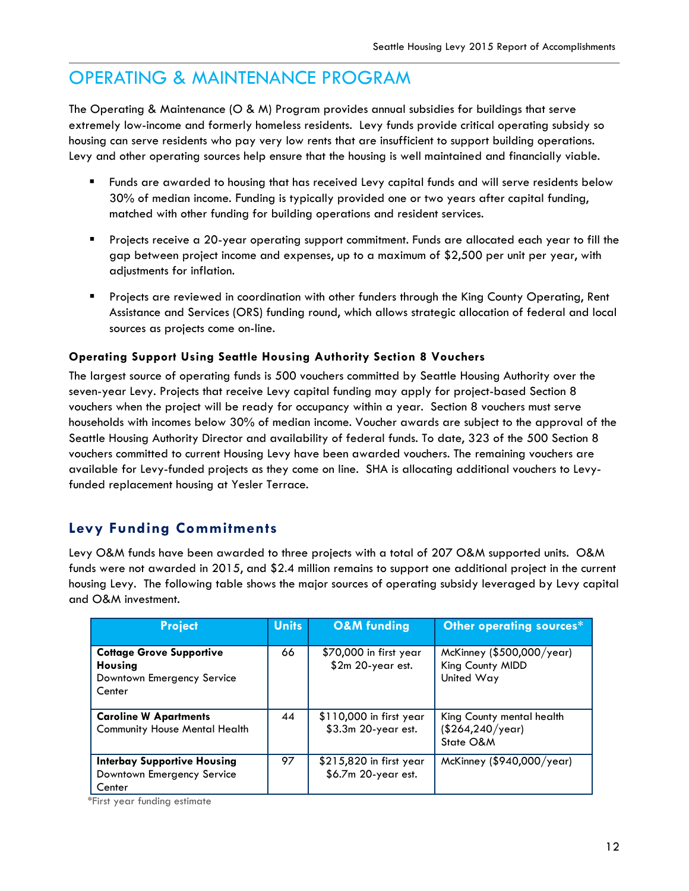# OPERATING & MAINTENANCE PROGRAM

The Operating & Maintenance (O & M) Program provides annual subsidies for buildings that serve extremely low-income and formerly homeless residents. Levy funds provide critical operating subsidy so housing can serve residents who pay very low rents that are insufficient to support building operations. Levy and other operating sources help ensure that the housing is well maintained and financially viable.

- Funds are awarded to housing that has received Levy capital funds and will serve residents below 30% of median income. Funding is typically provided one or two years after capital funding, matched with other funding for building operations and resident services.
- Projects receive a 20-year operating support commitment. Funds are allocated each year to fill the gap between project income and expenses, up to a maximum of $2,500 per unit per year, with adjustments for inflation.
- Projects are reviewed in coordination with other funders through the King County Operating, Rent Assistance and Services (ORS) funding round, which allows strategic allocation of federal and local sources as projects come on-line.

### Operating Support Using Seattle Housing Authority Section 8 Vouchers

The largest source of operating funds is 500 vouchers committed by Seattle Housing Authority over the seven-year Levy. Projects that receive Levy capital funding may apply for project-based Section 8 vouchers when the project will be ready for occupancy within a year. Section 8 vouchers must serve households with incomes below 30% of median income. Voucher awards are subject to the approval of the Seattle Housing Authority Director and availability of federal funds. To date, 323 of the 500 Section 8 vouchers committed to current Housing Levy have been awarded vouchers. The remaining vouchers are available for Levy-funded projects as they come on line. SHA is allocating additional vouchers to Levy-funded replacement housing at Yesler Terrace.

## Levy Funding Commitments

Levy O&M funds have been awarded to three projects with a total of 207 O&M supported units. O&M funds were not awarded in 2015, and $2.4 million remains to support one additional project in the current housing Levy. The following table shows the major sources of operating subsidy leveraged by Levy capital and O&M investment.

| Project | Units | O&M funding | Other operating sources* |
|---|---|---|---|
| **Cottage Grove Supportive Housing**<br>Downtown Emergency Service Center | 66 | $70,000 in first year<br>$2m 20-year est. | McKinney ($500,000/year)<br>King County MIDD<br>United Way |
| **Caroline W Apartments**<br>Community House Mental Health | 44 | $110,000 in first year<br>$3.3m 20-year est. | King County mental health ($264,240/year)<br>State O&M |
| **Interbay Supportive Housing**<br>Downtown Emergency Service Center | 97 | $215,820 in first year<br>$6.7m 20-year est. | McKinney ($940,000/year) |

*First year funding estimate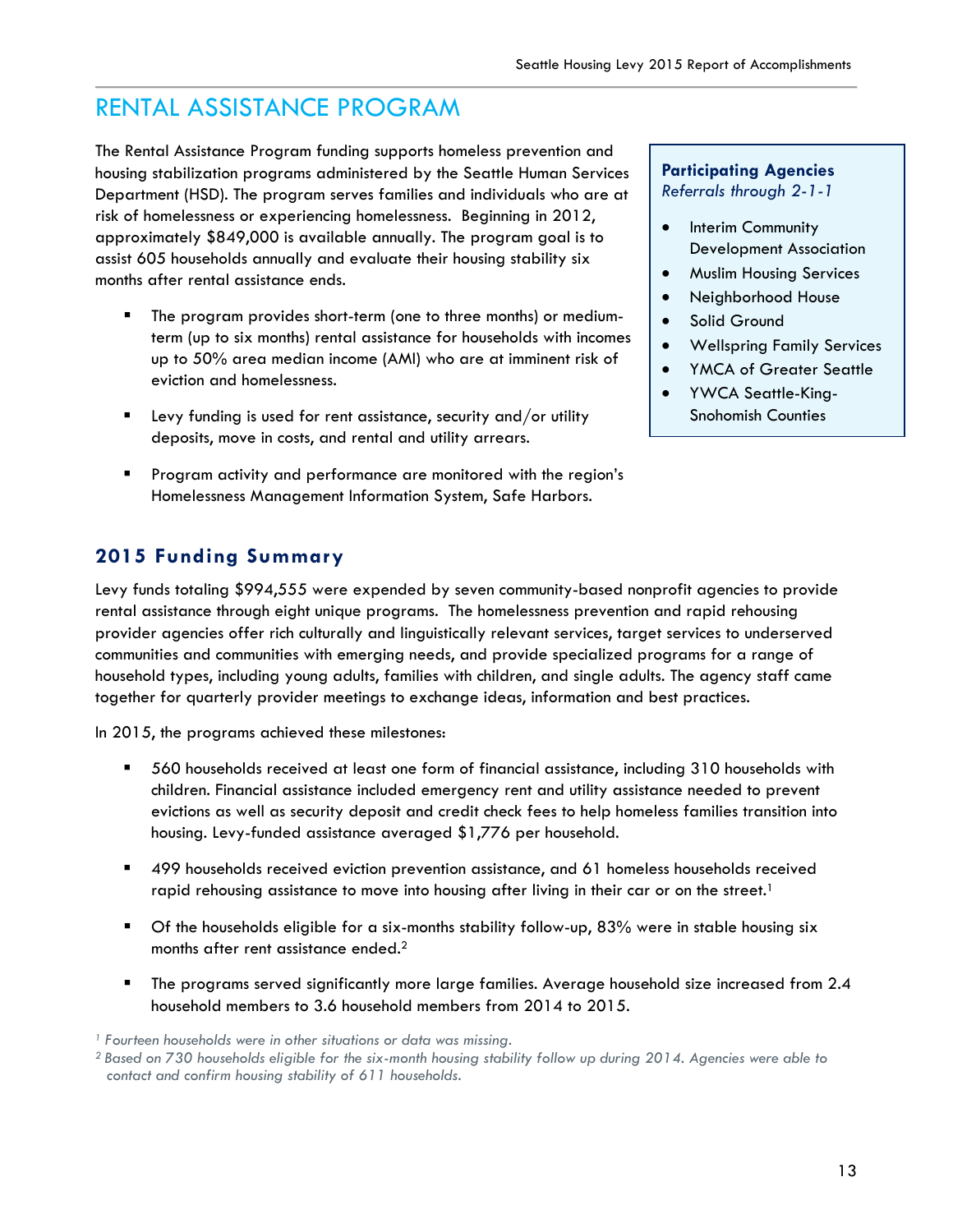# RENTAL ASSISTANCE PROGRAM

The Rental Assistance Program funding supports homeless prevention and housing stabilization programs administered by the Seattle Human Services Department (HSD). The program serves families and individuals who are at risk of homelessness or experiencing homelessness. Beginning in 2012, approximately $849,000 is available annually. The program goal is to assist 605 households annually and evaluate their housing stability six months after rental assistance ends.

- The program provides short-term (one to three months) or medium-term (up to six months) rental assistance for households with incomes up to 50% area median income (AMI) who are at imminent risk of eviction and homelessness.
- Levy funding is used for rent assistance, security and/or utility deposits, move in costs, and rental and utility arrears.
- Program activity and performance are monitored with the region's Homelessness Management Information System, Safe Harbors.

**Participating Agencies**
*Referrals through 2-1-1*

- Interim Community Development Association
- Muslim Housing Services
- Neighborhood House
- Solid Ground
- Wellspring Family Services
- YMCA of Greater Seattle
- YWCA Seattle-King-Snohomish Counties

## 2015 Funding Summary

Levy funds totaling $994,555 were expended by seven community-based nonprofit agencies to provide rental assistance through eight unique programs. The homelessness prevention and rapid rehousing provider agencies offer rich culturally and linguistically relevant services, target services to underserved communities and communities with emerging needs, and provide specialized programs for a range of household types, including young adults, families with children, and single adults. The agency staff came together for quarterly provider meetings to exchange ideas, information and best practices.

In 2015, the programs achieved these milestones:

- 560 households received at least one form of financial assistance, including 310 households with children. Financial assistance included emergency rent and utility assistance needed to prevent evictions as well as security deposit and credit check fees to help homeless families transition into housing. Levy-funded assistance averaged $1,776 per household.
- 499 households received eviction prevention assistance, and 61 homeless households received rapid rehousing assistance to move into housing after living in their car or on the street.[1]
- Of the households eligible for a six-months stability follow-up, 83% were in stable housing six months after rent assistance ended.[2]
- The programs served significantly more large families. Average household size increased from 2.4 household members to 3.6 household members from 2014 to 2015.

[1] *Fourteen households were in other situations or data was missing.*

[2] *Based on 730 households eligible for the six-month housing stability follow up during 2014. Agencies were able to contact and confirm housing stability of 611 households.*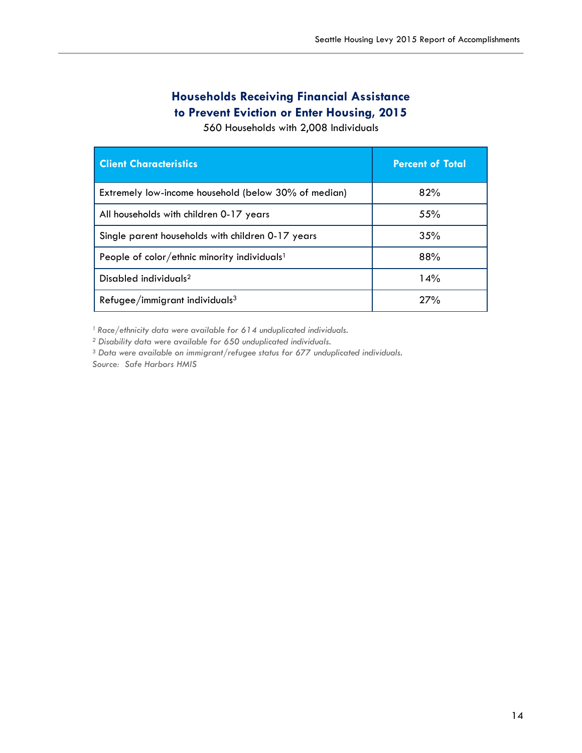## Households Receiving Financial Assistance to Prevent Eviction or Enter Housing, 2015

560 Households with 2,008 Individuals

| Client Characteristics | Percent of Total |
|---|---|
| Extremely low-income household (below 30% of median) | 82% |
| All households with children 0-17 years | 55% |
| Single parent households with children 0-17 years | 35% |
| People of color/ethnic minority individuals[1] | 88% |
| Disabled individuals[2] | 14% |
| Refugee/immigrant individuals[3] | 27% |

*[1] Race/ethnicity data were available for 614 unduplicated individuals.*

*[2] Disability data were available for 650 unduplicated individuals.*

*[3] Data were available on immigrant/refugee status for 677 unduplicated individuals.*

*Source: Safe Harbors HMIS*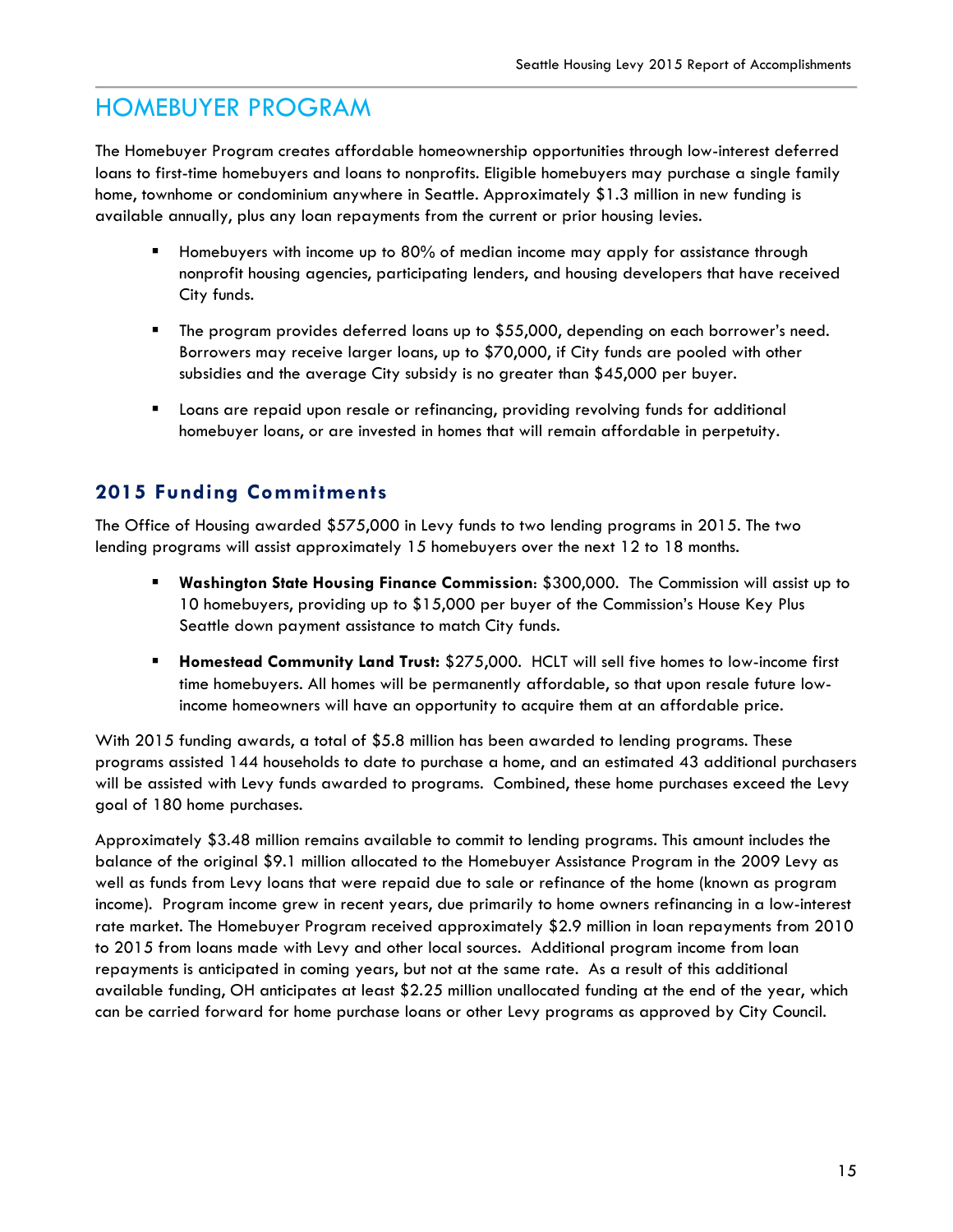# HOMEBUYER PROGRAM

The Homebuyer Program creates affordable homeownership opportunities through low-interest deferred loans to first-time homebuyers and loans to nonprofits. Eligible homebuyers may purchase a single family home, townhome or condominium anywhere in Seattle. Approximately $1.3 million in new funding is available annually, plus any loan repayments from the current or prior housing levies.

- Homebuyers with income up to 80% of median income may apply for assistance through nonprofit housing agencies, participating lenders, and housing developers that have received City funds.
- The program provides deferred loans up to $55,000, depending on each borrower's need. Borrowers may receive larger loans, up to $70,000, if City funds are pooled with other subsidies and the average City subsidy is no greater than $45,000 per buyer.
- Loans are repaid upon resale or refinancing, providing revolving funds for additional homebuyer loans, or are invested in homes that will remain affordable in perpetuity.

## 2015 Funding Commitments

The Office of Housing awarded $575,000 in Levy funds to two lending programs in 2015. The two lending programs will assist approximately 15 homebuyers over the next 12 to 18 months.

- **Washington State Housing Finance Commission**: $300,000. The Commission will assist up to 10 homebuyers, providing up to $15,000 per buyer of the Commission's House Key Plus Seattle down payment assistance to match City funds.
- **Homestead Community Land Trust:** $275,000. HCLT will sell five homes to low-income first time homebuyers. All homes will be permanently affordable, so that upon resale future low-income homeowners will have an opportunity to acquire them at an affordable price.

With 2015 funding awards, a total of $5.8 million has been awarded to lending programs. These programs assisted 144 households to date to purchase a home, and an estimated 43 additional purchasers will be assisted with Levy funds awarded to programs. Combined, these home purchases exceed the Levy goal of 180 home purchases.

Approximately $3.48 million remains available to commit to lending programs. This amount includes the balance of the original $9.1 million allocated to the Homebuyer Assistance Program in the 2009 Levy as well as funds from Levy loans that were repaid due to sale or refinance of the home (known as program income). Program income grew in recent years, due primarily to home owners refinancing in a low-interest rate market. The Homebuyer Program received approximately $2.9 million in loan repayments from 2010 to 2015 from loans made with Levy and other local sources. Additional program income from loan repayments is anticipated in coming years, but not at the same rate. As a result of this additional available funding, OH anticipates at least $2.25 million unallocated funding at the end of the year, which can be carried forward for home purchase loans or other Levy programs as approved by City Council.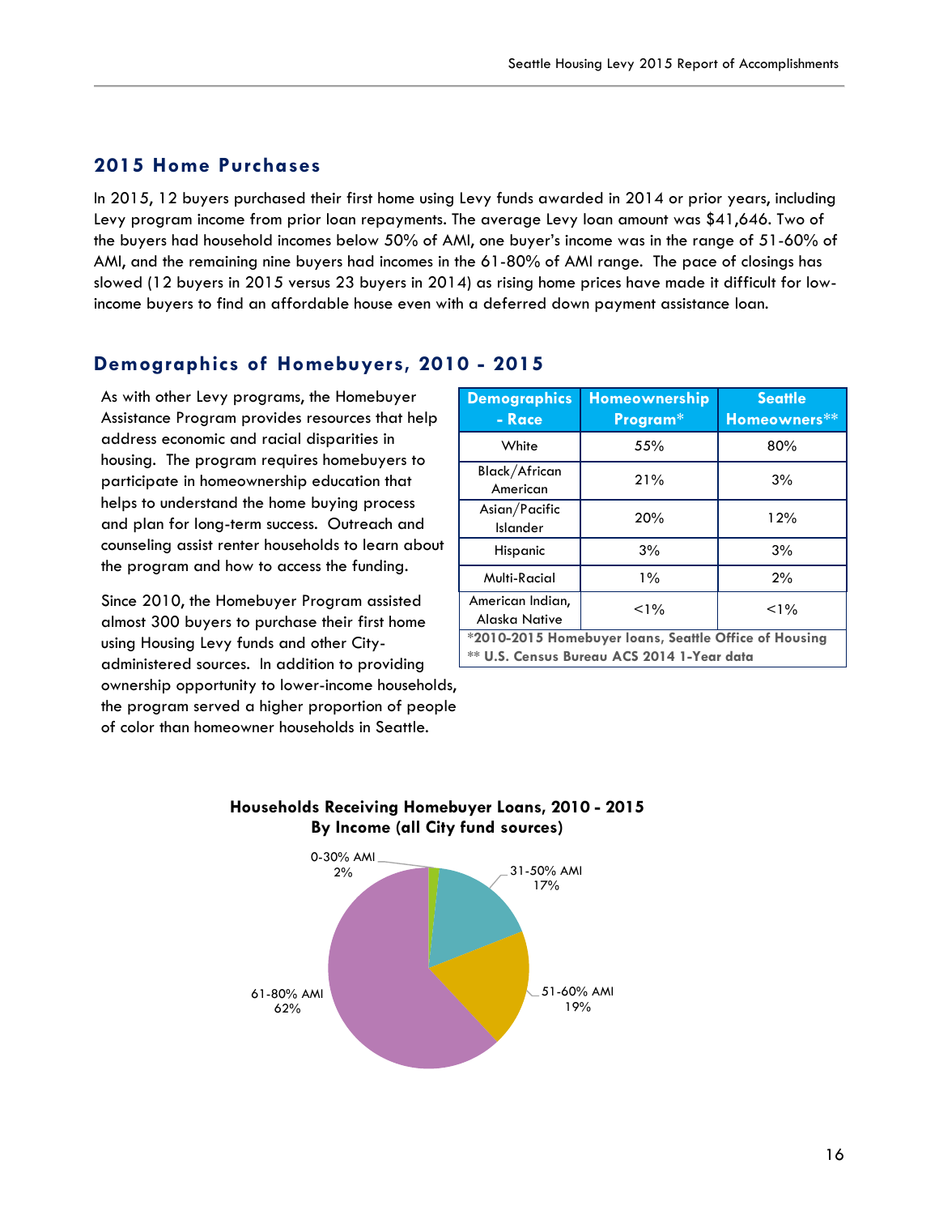## 2015 Home Purchases

In 2015, 12 buyers purchased their first home using Levy funds awarded in 2014 or prior years, including Levy program income from prior loan repayments. The average Levy loan amount was $41,646. Two of the buyers had household incomes below 50% of AMI, one buyer's income was in the range of 51-60% of AMI, and the remaining nine buyers had incomes in the 61-80% of AMI range. The pace of closings has slowed (12 buyers in 2015 versus 23 buyers in 2014) as rising home prices have made it difficult for low-income buyers to find an affordable house even with a deferred down payment assistance loan.

## Demographics of Homebuyers, 2010 - 2015

As with other Levy programs, the Homebuyer Assistance Program provides resources that help address economic and racial disparities in housing. The program requires homebuyers to participate in homeownership education that helps to understand the home buying process and plan for long-term success. Outreach and counseling assist renter households to learn about the program and how to access the funding.

Since 2010, the Homebuyer Program assisted almost 300 buyers to purchase their first home using Housing Levy funds and other City-administered sources. In addition to providing ownership opportunity to lower-income households, the program served a higher proportion of people of color than homeowner households in Seattle.

| Demographics - Race | Homeownership Program* | Seattle Homeowners** |
|---|---|---|
| White | 55% | 80% |
| Black/African American | 21% | 3% |
| Asian/Pacific Islander | 20% | 12% |
| Hispanic | 3% | 3% |
| Multi-Racial | 1% | 2% |
| American Indian, Alaska Native | <1% | <1% |

*2010-2015 Homebuyer loans, Seattle Office of Housing
** U.S. Census Bureau ACS 2014 1-Year data

**Households Receiving Homebuyer Loans, 2010 - 2015**
**By Income (all City fund sources)**

| Income | Percent |
|---|---|
| 0-30% AMI | 2% |
| 31-50% AMI | 17% |
| 51-60% AMI | 19% |
| 61-80% AMI | 62% |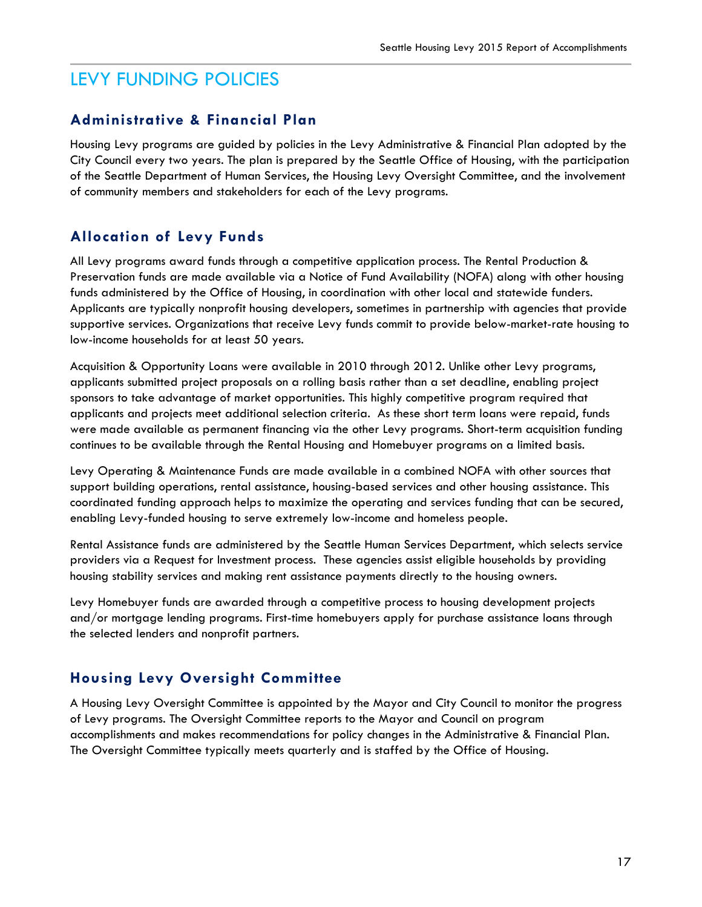# LEVY FUNDING POLICIES

## Administrative & Financial Plan

Housing Levy programs are guided by policies in the Levy Administrative & Financial Plan adopted by the City Council every two years. The plan is prepared by the Seattle Office of Housing, with the participation of the Seattle Department of Human Services, the Housing Levy Oversight Committee, and the involvement of community members and stakeholders for each of the Levy programs.

## Allocation of Levy Funds

All Levy programs award funds through a competitive application process. The Rental Production & Preservation funds are made available via a Notice of Fund Availability (NOFA) along with other housing funds administered by the Office of Housing, in coordination with other local and statewide funders. Applicants are typically nonprofit housing developers, sometimes in partnership with agencies that provide supportive services. Organizations that receive Levy funds commit to provide below-market-rate housing to low-income households for at least 50 years.

Acquisition & Opportunity Loans were available in 2010 through 2012. Unlike other Levy programs, applicants submitted project proposals on a rolling basis rather than a set deadline, enabling project sponsors to take advantage of market opportunities. This highly competitive program required that applicants and projects meet additional selection criteria. As these short term loans were repaid, funds were made available as permanent financing via the other Levy programs. Short-term acquisition funding continues to be available through the Rental Housing and Homebuyer programs on a limited basis.

Levy Operating & Maintenance Funds are made available in a combined NOFA with other sources that support building operations, rental assistance, housing-based services and other housing assistance. This coordinated funding approach helps to maximize the operating and services funding that can be secured, enabling Levy-funded housing to serve extremely low-income and homeless people.

Rental Assistance funds are administered by the Seattle Human Services Department, which selects service providers via a Request for Investment process. These agencies assist eligible households by providing housing stability services and making rent assistance payments directly to the housing owners.

Levy Homebuyer funds are awarded through a competitive process to housing development projects and/or mortgage lending programs. First-time homebuyers apply for purchase assistance loans through the selected lenders and nonprofit partners.

## Housing Levy Oversight Committee

A Housing Levy Oversight Committee is appointed by the Mayor and City Council to monitor the progress of Levy programs. The Oversight Committee reports to the Mayor and Council on program accomplishments and makes recommendations for policy changes in the Administrative & Financial Plan. The Oversight Committee typically meets quarterly and is staffed by the Office of Housing.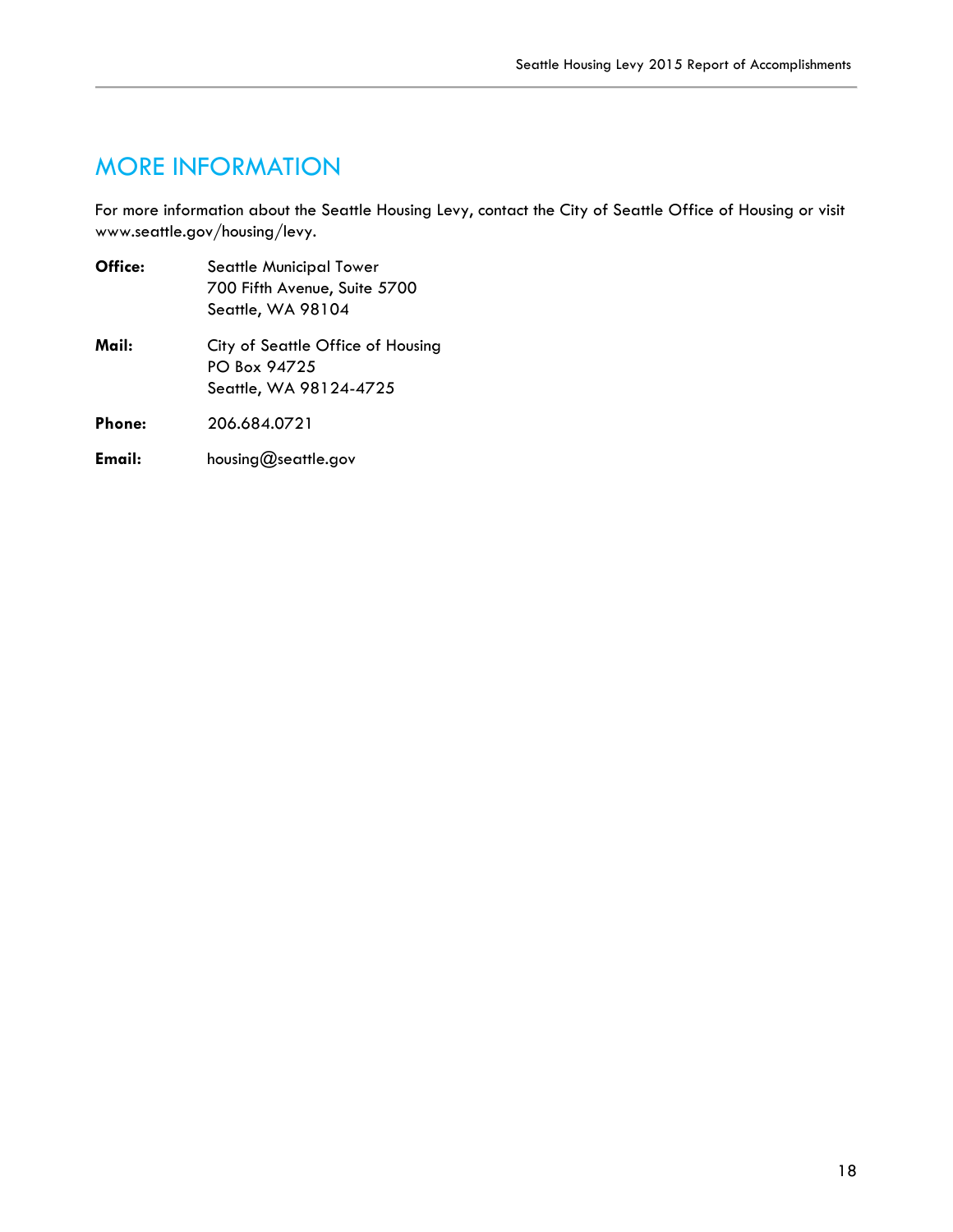# MORE INFORMATION

For more information about the Seattle Housing Levy, contact the City of Seattle Office of Housing or visit www.seattle.gov/housing/levy.

**Office:** Seattle Municipal Tower
700 Fifth Avenue, Suite 5700
Seattle, WA 98104

**Mail:** City of Seattle Office of Housing
PO Box 94725
Seattle, WA 98124-4725

**Phone:** 206.684.0721

**Email:** housing@seattle.gov